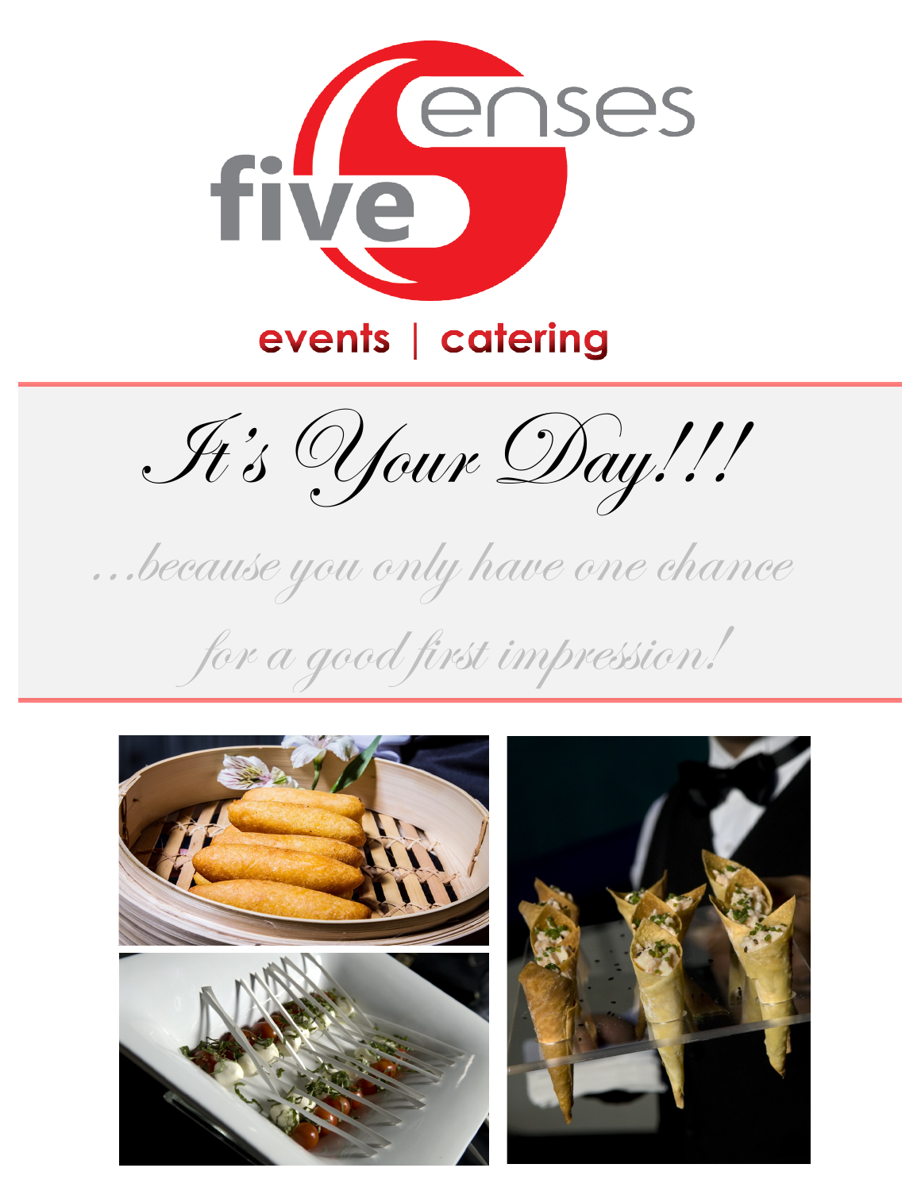five Senses

events | catering

# *It's Your Day!!!*

*...because you only have one chance*

*for a good first impression!*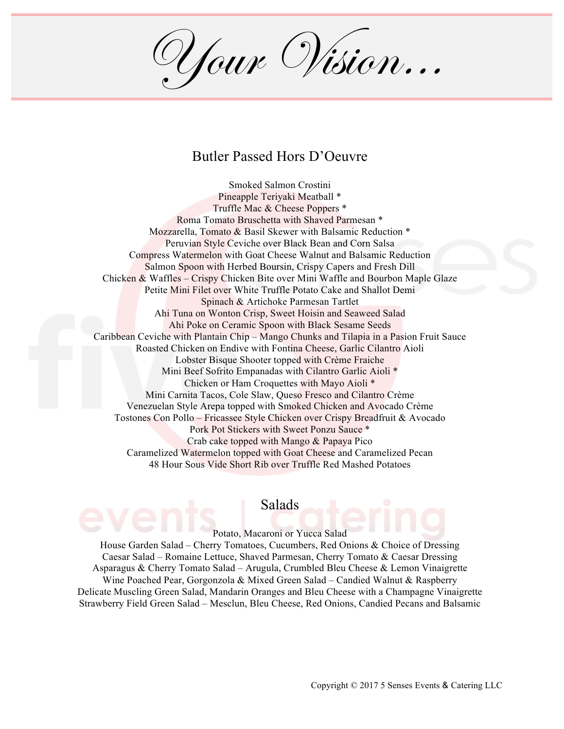# *Your Vision…*

## Butler Passed Hors D'Oeuvre

Smoked Salmon Crostini
Pineapple Teriyaki Meatball *
Truffle Mac & Cheese Poppers *
Roma Tomato Bruschetta with Shaved Parmesan *
Mozzarella, Tomato & Basil Skewer with Balsamic Reduction *
Peruvian Style Ceviche over Black Bean and Corn Salsa
Compress Watermelon with Goat Cheese Walnut and Balsamic Reduction
Salmon Spoon with Herbed Boursin, Crispy Capers and Fresh Dill
Chicken & Waffles – Crispy Chicken Bite over Mini Waffle and Bourbon Maple Glaze
Petite Mini Filet over White Truffle Potato Cake and Shallot Demi
Spinach & Artichoke Parmesan Tartlet
Ahi Tuna on Wonton Crisp, Sweet Hoisin and Seaweed Salad
Ahi Poke on Ceramic Spoon with Black Sesame Seeds
Caribbean Ceviche with Plantain Chip – Mango Chunks and Tilapia in a Pasion Fruit Sauce
Roasted Chicken on Endive with Fontina Cheese, Garlic Cilantro Aioli
Lobster Bisque Shooter topped with Crème Fraiche
Mini Beef Sofrito Empanadas with Cilantro Garlic Aioli *
Chicken or Ham Croquettes with Mayo Aioli *
Mini Carnita Tacos, Cole Slaw, Queso Fresco and Cilantro Crème
Venezuelan Style Arepa topped with Smoked Chicken and Avocado Crème
Tostones Con Pollo – Fricassee Style Chicken over Crispy Breadfruit & Avocado
Pork Pot Stickers with Sweet Ponzu Sauce *
Crab cake topped with Mango & Papaya Pico
Caramelized Watermelon topped with Goat Cheese and Caramelized Pecan
48 Hour Sous Vide Short Rib over Truffle Red Mashed Potatoes

## Salads

Potato, Macaroni or Yucca Salad
House Garden Salad – Cherry Tomatoes, Cucumbers, Red Onions & Choice of Dressing
Caesar Salad – Romaine Lettuce, Shaved Parmesan, Cherry Tomato & Caesar Dressing
Asparagus & Cherry Tomato Salad – Arugula, Crumbled Bleu Cheese & Lemon Vinaigrette
Wine Poached Pear, Gorgonzola & Mixed Green Salad – Candied Walnut & Raspberry
Delicate Muscling Green Salad, Mandarin Oranges and Bleu Cheese with a Champagne Vinaigrette
Strawberry Field Green Salad – Mesclun, Bleu Cheese, Red Onions, Candied Pecans and Balsamic

Copyright © 2017 5 Senses Events & Catering LLC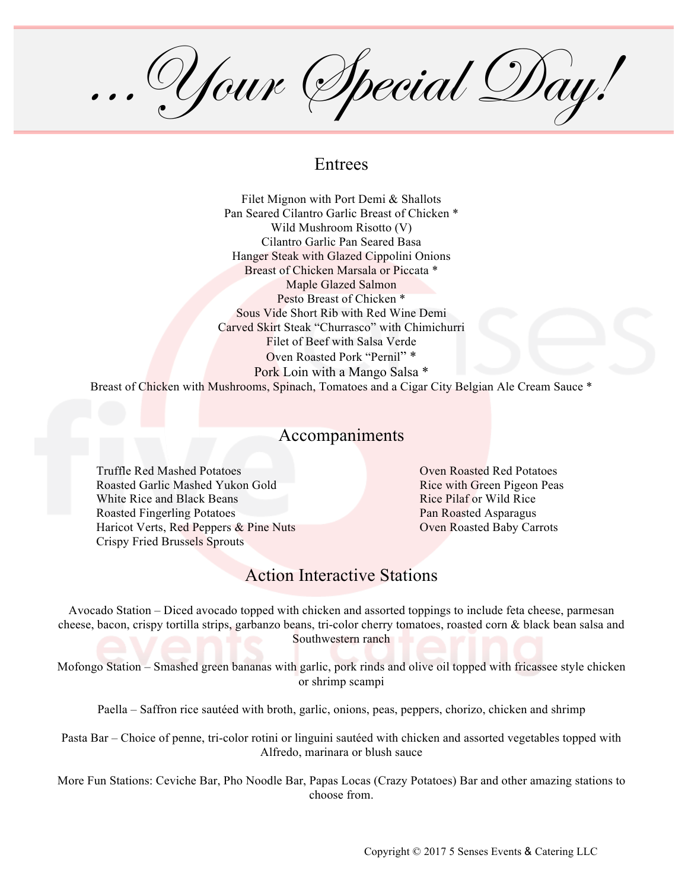# ...Your Special Day!

## Entrees

Filet Mignon with Port Demi & Shallots
Pan Seared Cilantro Garlic Breast of Chicken *
Wild Mushroom Risotto (V)
Cilantro Garlic Pan Seared Basa
Hanger Steak with Glazed Cippolini Onions
Breast of Chicken Marsala or Piccata *
Maple Glazed Salmon
Pesto Breast of Chicken *
Sous Vide Short Rib with Red Wine Demi
Carved Skirt Steak "Churrasco" with Chimichurri
Filet of Beef with Salsa Verde
Oven Roasted Pork "Pernil" *
Pork Loin with a Mango Salsa *
Breast of Chicken with Mushrooms, Spinach, Tomatoes and a Cigar City Belgian Ale Cream Sauce *

## Accompaniments

Truffle Red Mashed Potatoes
Roasted Garlic Mashed Yukon Gold
White Rice and Black Beans
Roasted Fingerling Potatoes
Haricot Verts, Red Peppers & Pine Nuts
Crispy Fried Brussels Sprouts
Oven Roasted Red Potatoes
Rice with Green Pigeon Peas
Rice Pilaf or Wild Rice
Pan Roasted Asparagus
Oven Roasted Baby Carrots

## Action Interactive Stations

Avocado Station – Diced avocado topped with chicken and assorted toppings to include feta cheese, parmesan cheese, bacon, crispy tortilla strips, garbanzo beans, tri-color cherry tomatoes, roasted corn & black bean salsa and Southwestern ranch

Mofongo Station – Smashed green bananas with garlic, pork rinds and olive oil topped with fricassee style chicken or shrimp scampi

Paella – Saffron rice sautéed with broth, garlic, onions, peas, peppers, chorizo, chicken and shrimp

Pasta Bar – Choice of penne, tri-color rotini or linguini sautéed with chicken and assorted vegetables topped with Alfredo, marinara or blush sauce

More Fun Stations: Ceviche Bar, Pho Noodle Bar, Papas Locas (Crazy Potatoes) Bar and other amazing stations to choose from.

Copyright © 2017 5 Senses Events & Catering LLC